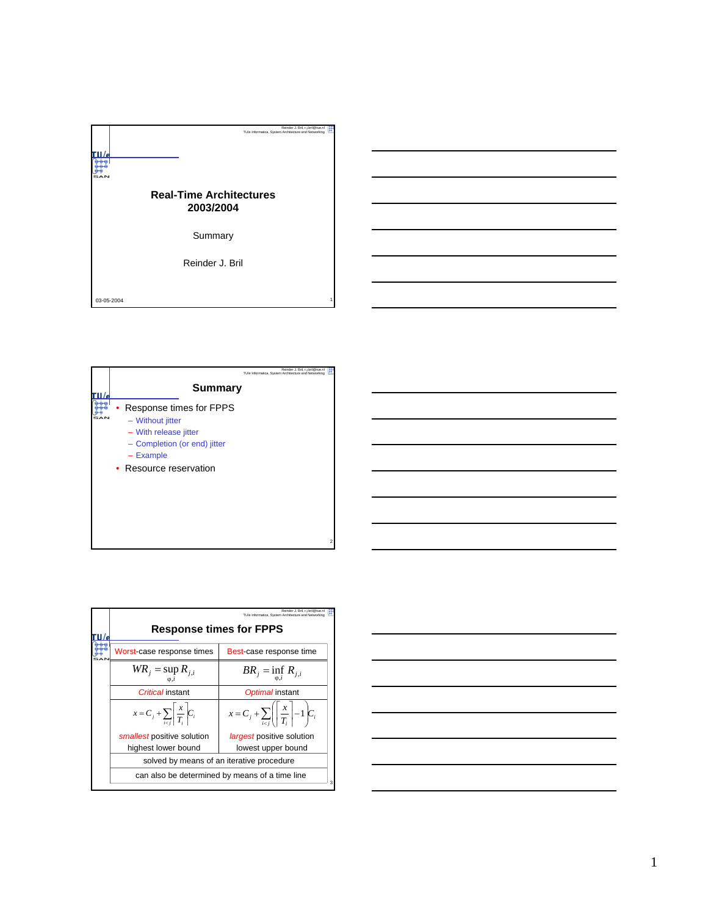# Real-Time Architectures 2003/2004

Summary

Reinder J. Bril

03-05-2004

## Summary

- Response times for FPPS
  - Without jitter
  - With release jitter
  - Completion (or end) jitter
  - Example
- Resource reservation

## Response times for FPPS

| Worst-case response times | Best-case response time |
|---|---|
| $WR_j = \sup_{\varphi,i} R_{j,i}$ | $BR_j = \inf_{\varphi,i} R_{j,i}$ |
| *Critical* instant | *Optimal* instant |
| $x = C_j + \sum_{i<j} \left\lceil \frac{x}{T_i} \right\rceil C_i$ | $x = C_j + \sum_{i<j} \left( \left\lceil \frac{x}{T_i} \right\rceil - 1 \right) C_i$ |
| *smallest* positive solution<br>highest lower bound | *largest* positive solution<br>lowest upper bound |
| solved by means of an iterative procedure | |
| can also be determined by means of a time line | |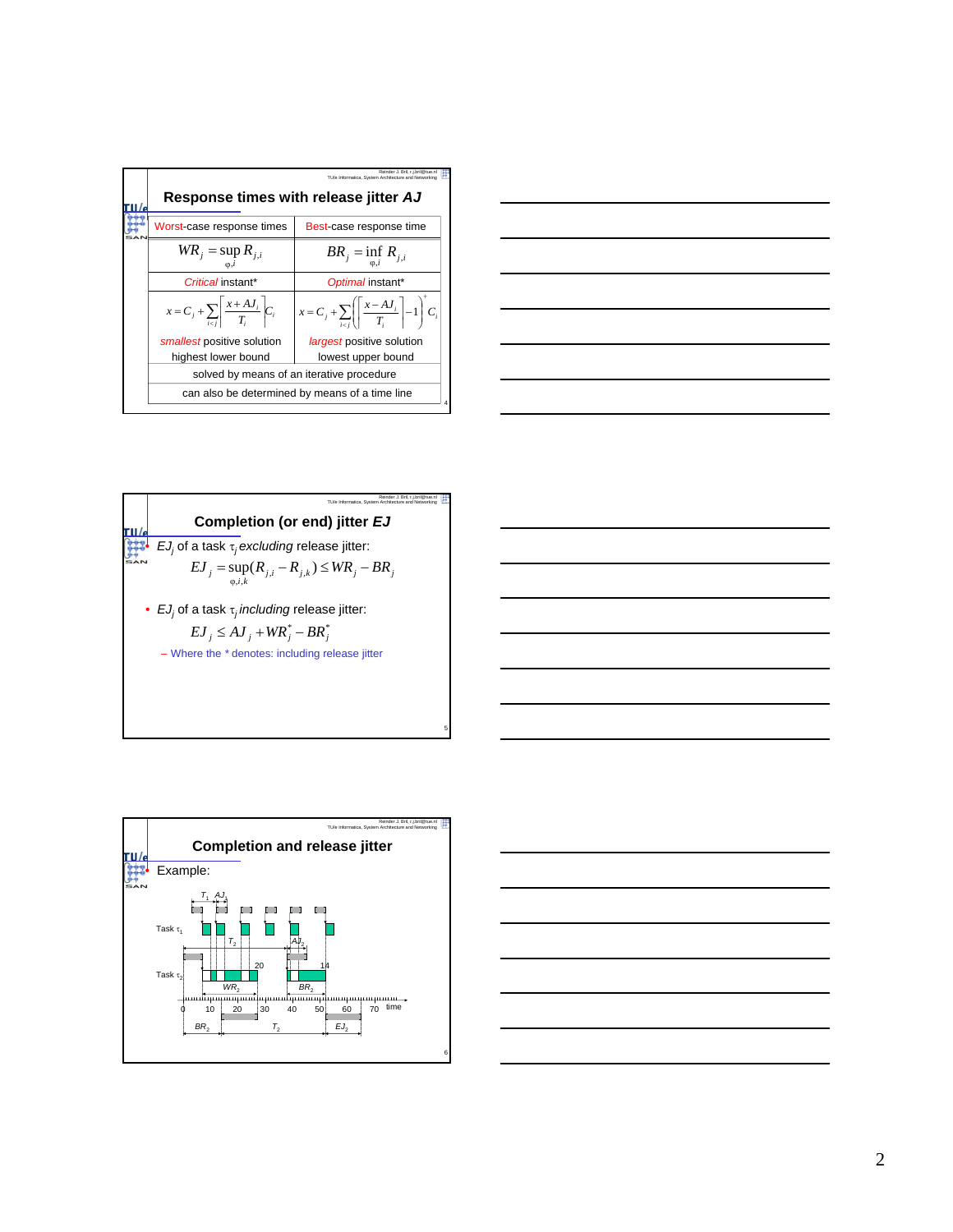## Response times with release jitter *AJ*

| Worst-case response times | Best-case response time |
|---|---|
| $WR_j = \sup_{\varphi,i} R_{j,i}$ | $BR_j = \inf_{\varphi,i} R_{j,i}$ |
| *Critical* instant* | *Optimal* instant* |
| $x = C_j + \sum_{i<j} \left\lceil \frac{x + AJ_i}{T_i} \right\rceil C_i$ | $x = C_j + \sum_{i<j} \left( \left\lceil \frac{x - AJ_i}{T_i} \right\rceil - 1 \right)^+ C_i$ |
| *smallest* positive solution highest lower bound | *largest* positive solution lowest upper bound |
| solved by means of an iterative procedure | |
| can also be determined by means of a time line | |

## Completion (or end) jitter *EJ*

- $EJ_j$ of a task $\tau_j$ *excluding* release jitter:

$$EJ_j = \sup_{\varphi,i,k}(R_{j,i} - R_{j,k}) \le WR_j - BR_j$$

- $EJ_j$ of a task $\tau_j$ *including* release jitter:

$$EJ_j \le AJ_j + WR_j^* - BR_j^*$$

  - Where the * denotes: including release jitter

## Completion and release jitter

- Example:

Task $\tau_1$: $T_1$, $AJ_1$

Task $\tau_2$: $T_2$, $AJ_2$, 20, 14, $WR_2$, $BR_2$

0 10 20 30 40 50 60 70 time

$BR_2$ $T_2$ $EJ_2$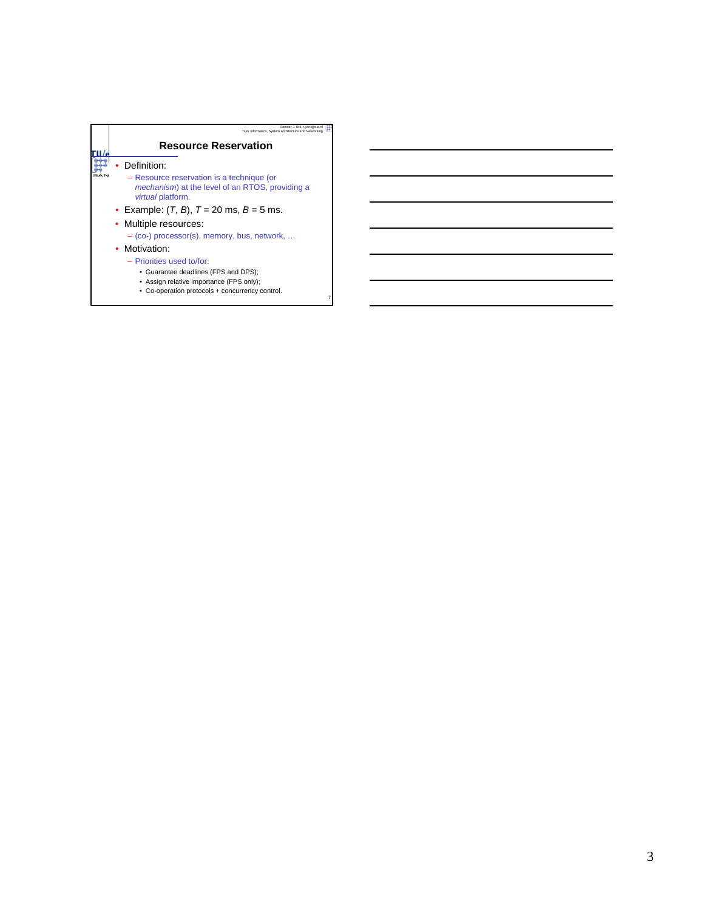## Resource Reservation

- Definition:
  - Resource reservation is a technique (or *mechanism*) at the level of an RTOS, providing a *virtual* platform.
- Example: ($T$, $B$), $T$ = 20 ms, $B$ = 5 ms.
- Multiple resources:
  - (co-) processor(s), memory, bus, network, …
- Motivation:
  - Priorities used to/for:
    - Guarantee deadlines (FPS and DPS);
    - Assign relative importance (FPS only);
    - Co-operation protocols + concurrency control.